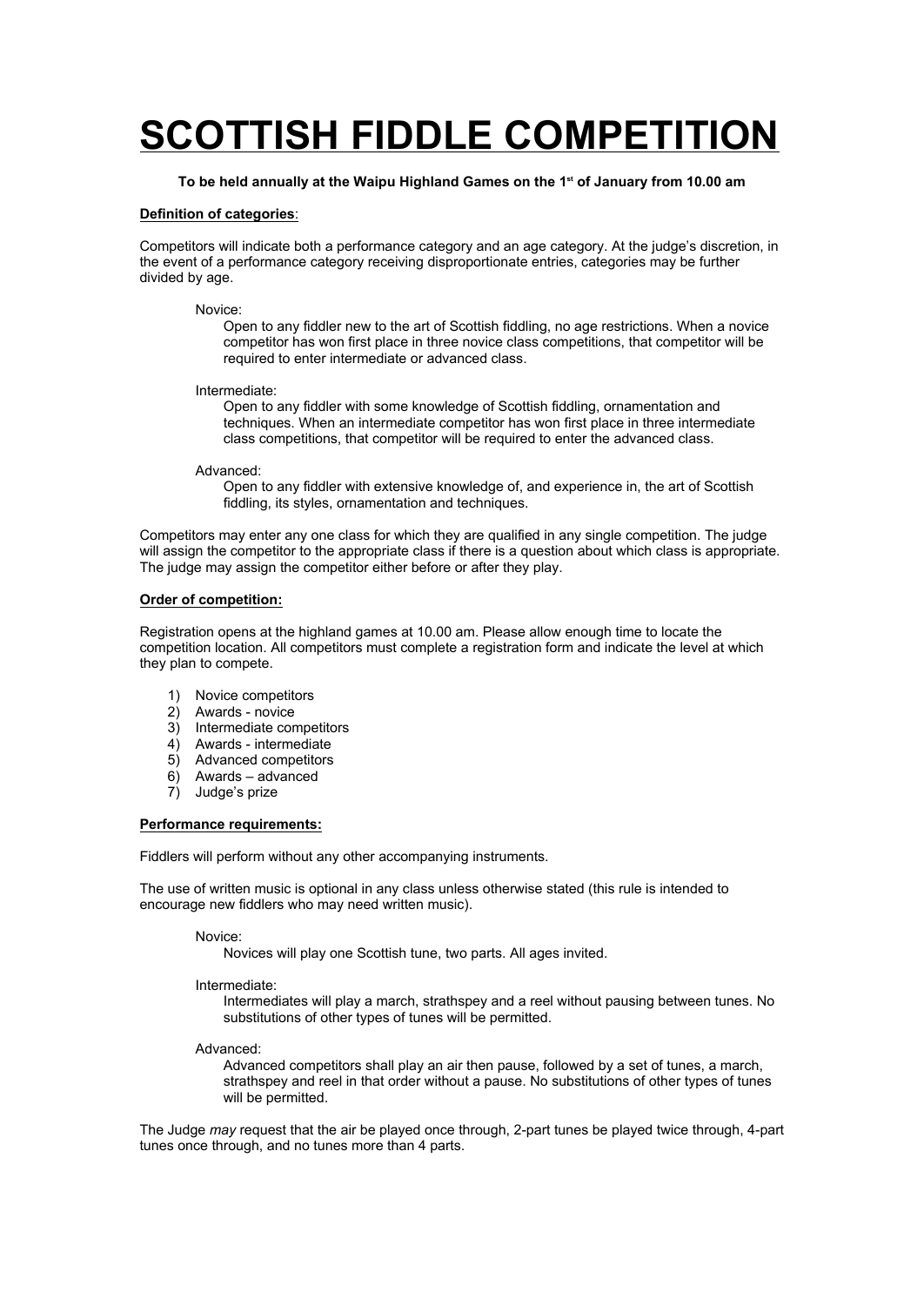# SCOTTISH FIDDLE COMPETITION

**To be held annually at the Waipu Highland Games on the 1st of January from 10.00 am**

**Definition of categories**:

Competitors will indicate both a performance category and an age category. At the judge's discretion, in the event of a performance category receiving disproportionate entries, categories may be further divided by age.

Novice:
Open to any fiddler new to the art of Scottish fiddling, no age restrictions. When a novice competitor has won first place in three novice class competitions, that competitor will be required to enter intermediate or advanced class.

Intermediate:
Open to any fiddler with some knowledge of Scottish fiddling, ornamentation and techniques. When an intermediate competitor has won first place in three intermediate class competitions, that competitor will be required to enter the advanced class.

Advanced:
Open to any fiddler with extensive knowledge of, and experience in, the art of Scottish fiddling, its styles, ornamentation and techniques.

Competitors may enter any one class for which they are qualified in any single competition. The judge will assign the competitor to the appropriate class if there is a question about which class is appropriate. The judge may assign the competitor either before or after they play.

**Order of competition:**

Registration opens at the highland games at 10.00 am. Please allow enough time to locate the competition location. All competitors must complete a registration form and indicate the level at which they plan to compete.

1) Novice competitors
2) Awards - novice
3) Intermediate competitors
4) Awards - intermediate
5) Advanced competitors
6) Awards – advanced
7) Judge's prize

**Performance requirements:**

Fiddlers will perform without any other accompanying instruments.

The use of written music is optional in any class unless otherwise stated (this rule is intended to encourage new fiddlers who may need written music).

Novice:
Novices will play one Scottish tune, two parts. All ages invited.

Intermediate:
Intermediates will play a march, strathspey and a reel without pausing between tunes. No substitutions of other types of tunes will be permitted.

Advanced:
Advanced competitors shall play an air then pause, followed by a set of tunes, a march, strathspey and reel in that order without a pause. No substitutions of other types of tunes will be permitted.

The Judge *may* request that the air be played once through, 2-part tunes be played twice through, 4-part tunes once through, and no tunes more than 4 parts.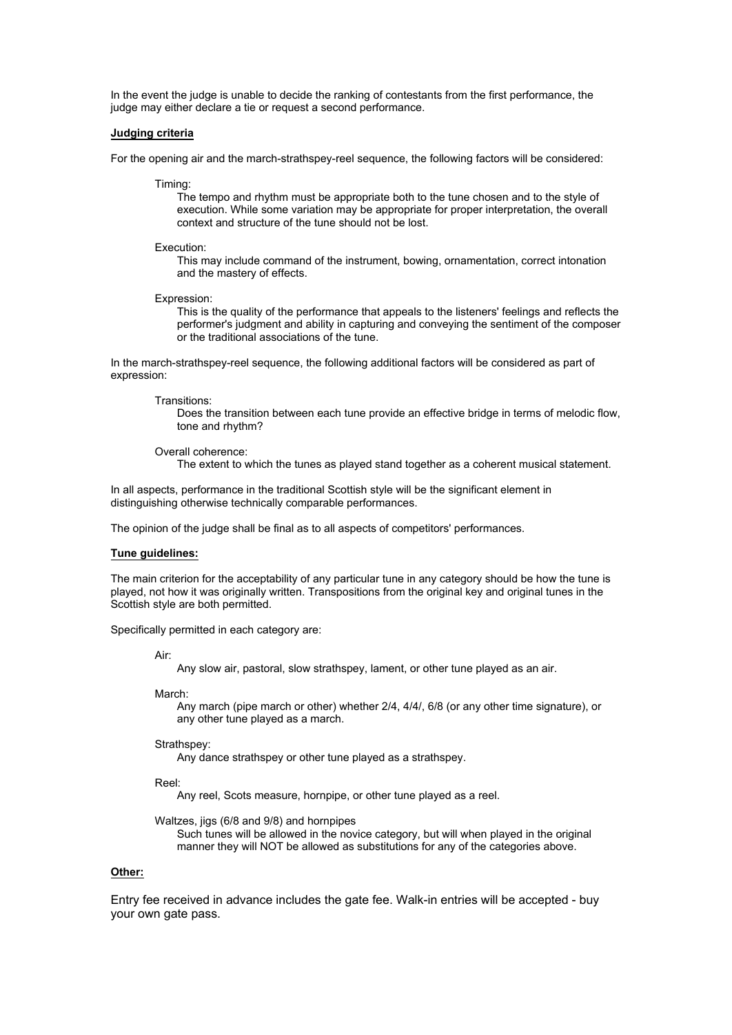In the event the judge is unable to decide the ranking of contestants from the first performance, the judge may either declare a tie or request a second performance.

**Judging criteria**

For the opening air and the march-strathspey-reel sequence, the following factors will be considered:

Timing:
The tempo and rhythm must be appropriate both to the tune chosen and to the style of execution. While some variation may be appropriate for proper interpretation, the overall context and structure of the tune should not be lost.

Execution:
This may include command of the instrument, bowing, ornamentation, correct intonation and the mastery of effects.

Expression:
This is the quality of the performance that appeals to the listeners' feelings and reflects the performer's judgment and ability in capturing and conveying the sentiment of the composer or the traditional associations of the tune.

In the march-strathspey-reel sequence, the following additional factors will be considered as part of expression:

Transitions:
Does the transition between each tune provide an effective bridge in terms of melodic flow, tone and rhythm?

Overall coherence:
The extent to which the tunes as played stand together as a coherent musical statement.

In all aspects, performance in the traditional Scottish style will be the significant element in distinguishing otherwise technically comparable performances.

The opinion of the judge shall be final as to all aspects of competitors' performances.

**Tune guidelines:**

The main criterion for the acceptability of any particular tune in any category should be how the tune is played, not how it was originally written. Transpositions from the original key and original tunes in the Scottish style are both permitted.

Specifically permitted in each category are:

Air:
Any slow air, pastoral, slow strathspey, lament, or other tune played as an air.

March:
Any march (pipe march or other) whether 2/4, 4/4/, 6/8 (or any other time signature), or any other tune played as a march.

Strathspey:
Any dance strathspey or other tune played as a strathspey.

Reel:
Any reel, Scots measure, hornpipe, or other tune played as a reel.

Waltzes, jigs (6/8 and 9/8) and hornpipes
Such tunes will be allowed in the novice category, but will when played in the original manner they will NOT be allowed as substitutions for any of the categories above.

**Other:**

Entry fee received in advance includes the gate fee. Walk-in entries will be accepted - buy your own gate pass.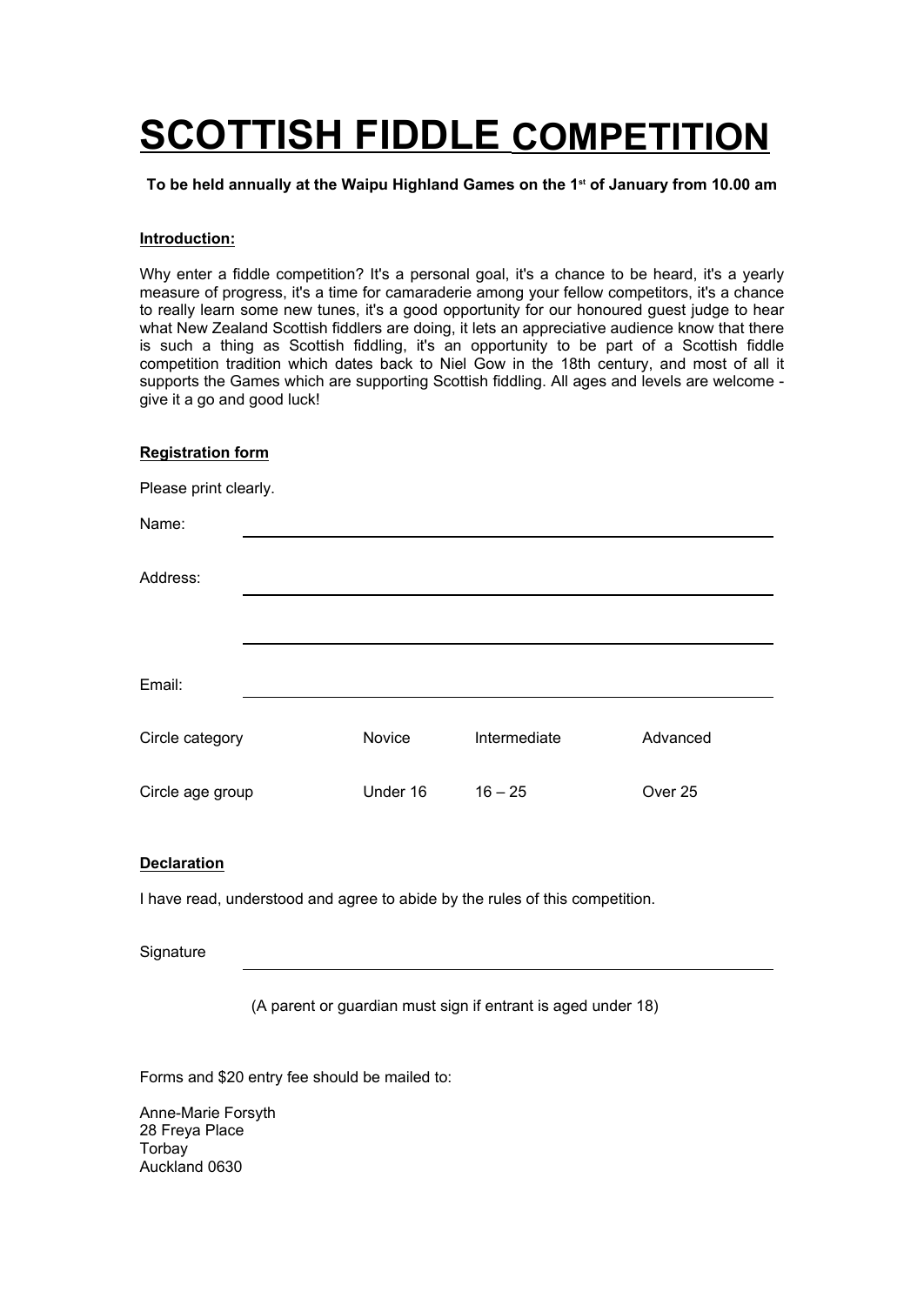# SCOTTISH FIDDLE COMPETITION

**To be held annually at the Waipu Highland Games on the 1st of January from 10.00 am**

**Introduction:**

Why enter a fiddle competition? It's a personal goal, it's a chance to be heard, it's a yearly measure of progress, it's a time for camaraderie among your fellow competitors, it's a chance to really learn some new tunes, it's a good opportunity for our honoured guest judge to hear what New Zealand Scottish fiddlers are doing, it lets an appreciative audience know that there is such a thing as Scottish fiddling, it's an opportunity to be part of a Scottish fiddle competition tradition which dates back to Niel Gow in the 18th century, and most of all it supports the Games which are supporting Scottish fiddling. All ages and levels are welcome - give it a go and good luck!

**Registration form**

Please print clearly.

Name: \_\_\_\_\_\_\_\_\_\_\_\_\_\_\_\_\_\_\_\_\_\_\_\_\_\_\_\_\_\_\_\_\_\_\_\_\_\_\_\_

Address: \_\_\_\_\_\_\_\_\_\_\_\_\_\_\_\_\_\_\_\_\_\_\_\_\_\_\_\_\_\_\_\_\_\_\_\_\_\_\_\_

\_\_\_\_\_\_\_\_\_\_\_\_\_\_\_\_\_\_\_\_\_\_\_\_\_\_\_\_\_\_\_\_\_\_\_\_\_\_\_\_

Email: \_\_\_\_\_\_\_\_\_\_\_\_\_\_\_\_\_\_\_\_\_\_\_\_\_\_\_\_\_\_\_\_\_\_\_\_\_\_\_\_

| | | | |
|---|---|---|---|
| Circle category | Novice | Intermediate | Advanced |
| Circle age group | Under 16 | 16 – 25 | Over 25 |

**Declaration**

I have read, understood and agree to abide by the rules of this competition.

Signature \_\_\_\_\_\_\_\_\_\_\_\_\_\_\_\_\_\_\_\_\_\_\_\_\_\_\_\_\_\_\_\_\_\_\_\_\_\_\_\_

(A parent or guardian must sign if entrant is aged under 18)

Forms and $20 entry fee should be mailed to:

Anne-Marie Forsyth
28 Freya Place
Torbay
Auckland 0630